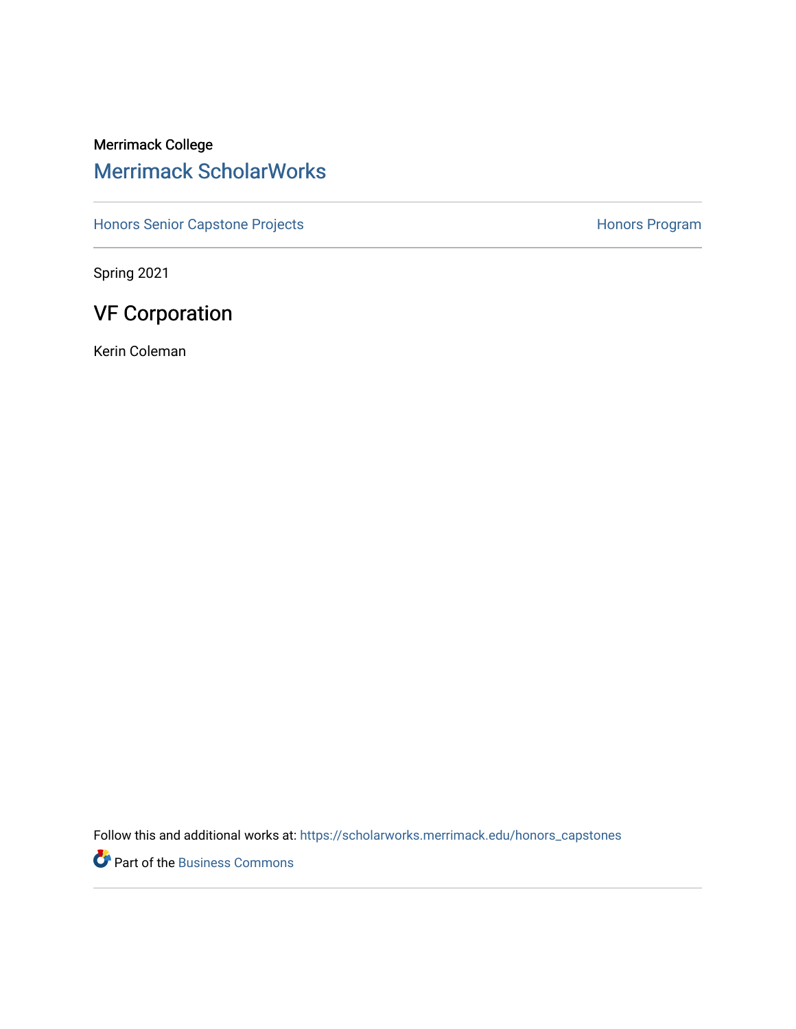Merrimack College

# Merrimack ScholarWorks

Honors Senior Capstone Projects

Honors Program

Spring 2021

## VF Corporation

Kerin Coleman

Follow this and additional works at: https://scholarworks.merrimack.edu/honors_capstones

Part of the Business Commons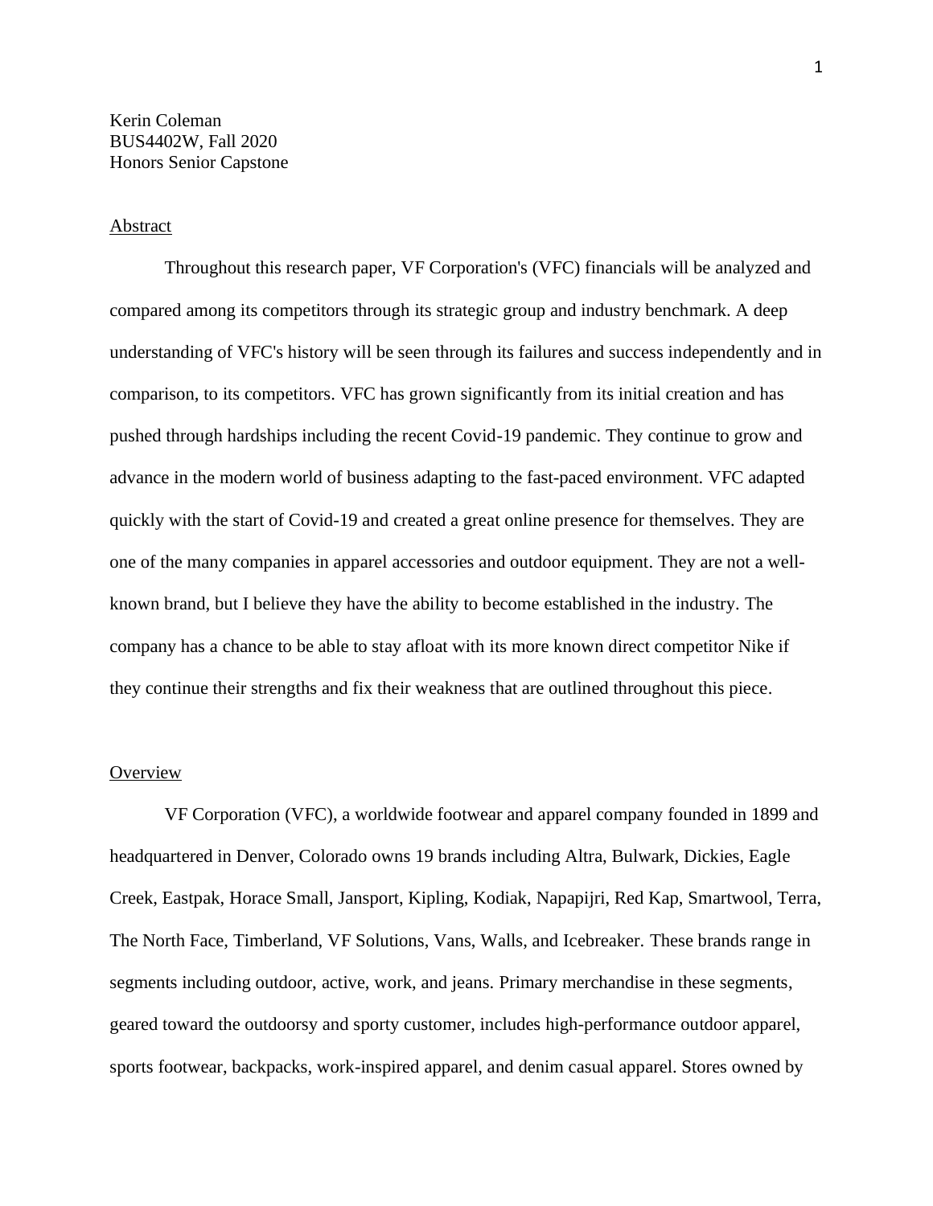Kerin Coleman
BUS4402W, Fall 2020
Honors Senior Capstone

## Abstract

Throughout this research paper, VF Corporation's (VFC) financials will be analyzed and compared among its competitors through its strategic group and industry benchmark. A deep understanding of VFC's history will be seen through its failures and success independently and in comparison, to its competitors. VFC has grown significantly from its initial creation and has pushed through hardships including the recent Covid-19 pandemic. They continue to grow and advance in the modern world of business adapting to the fast-paced environment. VFC adapted quickly with the start of Covid-19 and created a great online presence for themselves. They are one of the many companies in apparel accessories and outdoor equipment. They are not a well-known brand, but I believe they have the ability to become established in the industry. The company has a chance to be able to stay afloat with its more known direct competitor Nike if they continue their strengths and fix their weakness that are outlined throughout this piece.

## Overview

VF Corporation (VFC), a worldwide footwear and apparel company founded in 1899 and headquartered in Denver, Colorado owns 19 brands including Altra, Bulwark, Dickies, Eagle Creek, Eastpak, Horace Small, Jansport, Kipling, Kodiak, Napapijri, Red Kap, Smartwool, Terra, The North Face, Timberland, VF Solutions, Vans, Walls, and Icebreaker. These brands range in segments including outdoor, active, work, and jeans. Primary merchandise in these segments, geared toward the outdoorsy and sporty customer, includes high-performance outdoor apparel, sports footwear, backpacks, work-inspired apparel, and denim casual apparel. Stores owned by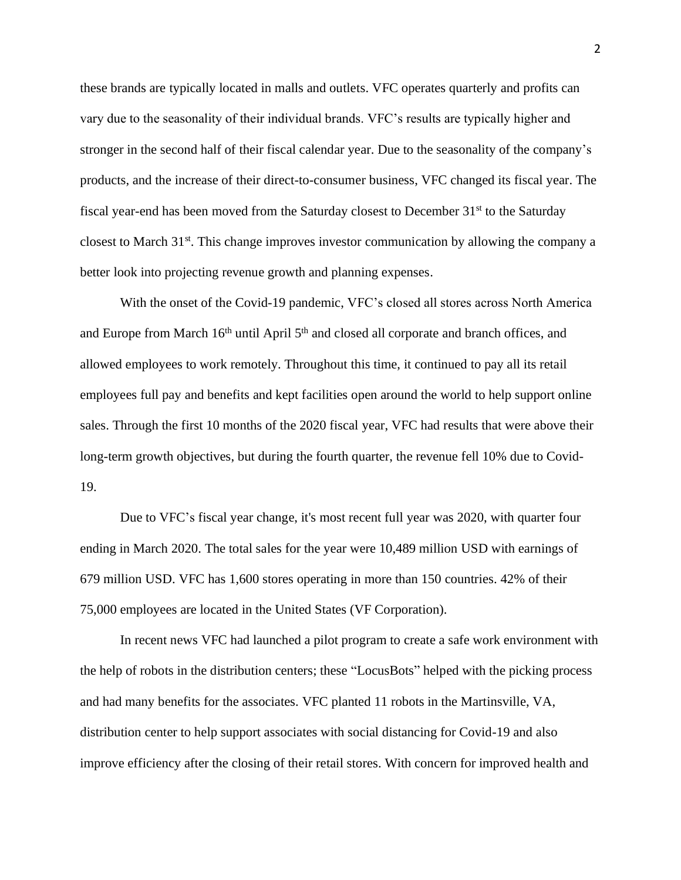these brands are typically located in malls and outlets. VFC operates quarterly and profits can vary due to the seasonality of their individual brands. VFC's results are typically higher and stronger in the second half of their fiscal calendar year. Due to the seasonality of the company's products, and the increase of their direct-to-consumer business, VFC changed its fiscal year. The fiscal year-end has been moved from the Saturday closest to December 31st to the Saturday closest to March 31st. This change improves investor communication by allowing the company a better look into projecting revenue growth and planning expenses.

With the onset of the Covid-19 pandemic, VFC's closed all stores across North America and Europe from March 16th until April 5th and closed all corporate and branch offices, and allowed employees to work remotely. Throughout this time, it continued to pay all its retail employees full pay and benefits and kept facilities open around the world to help support online sales. Through the first 10 months of the 2020 fiscal year, VFC had results that were above their long-term growth objectives, but during the fourth quarter, the revenue fell 10% due to Covid-19.

Due to VFC's fiscal year change, it's most recent full year was 2020, with quarter four ending in March 2020. The total sales for the year were 10,489 million USD with earnings of 679 million USD. VFC has 1,600 stores operating in more than 150 countries. 42% of their 75,000 employees are located in the United States (VF Corporation).

In recent news VFC had launched a pilot program to create a safe work environment with the help of robots in the distribution centers; these "LocusBots" helped with the picking process and had many benefits for the associates. VFC planted 11 robots in the Martinsville, VA, distribution center to help support associates with social distancing for Covid-19 and also improve efficiency after the closing of their retail stores. With concern for improved health and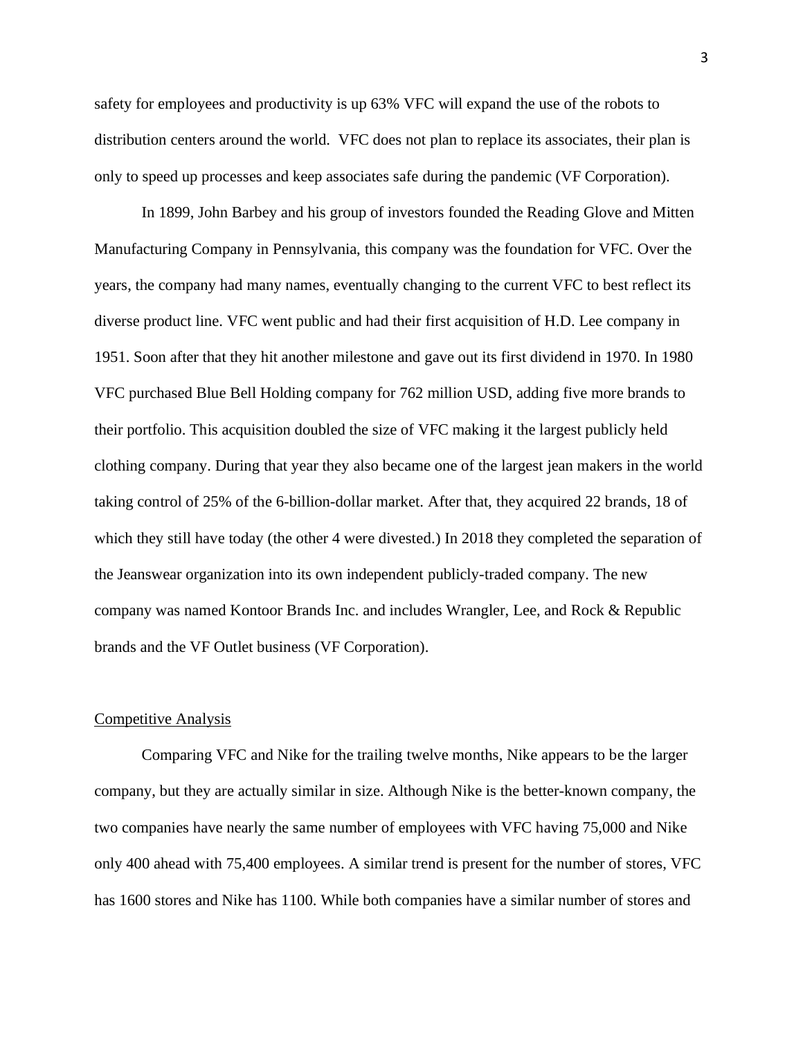safety for employees and productivity is up 63% VFC will expand the use of the robots to distribution centers around the world. VFC does not plan to replace its associates, their plan is only to speed up processes and keep associates safe during the pandemic (VF Corporation).

In 1899, John Barbey and his group of investors founded the Reading Glove and Mitten Manufacturing Company in Pennsylvania, this company was the foundation for VFC. Over the years, the company had many names, eventually changing to the current VFC to best reflect its diverse product line. VFC went public and had their first acquisition of H.D. Lee company in 1951. Soon after that they hit another milestone and gave out its first dividend in 1970. In 1980 VFC purchased Blue Bell Holding company for 762 million USD, adding five more brands to their portfolio. This acquisition doubled the size of VFC making it the largest publicly held clothing company. During that year they also became one of the largest jean makers in the world taking control of 25% of the 6-billion-dollar market. After that, they acquired 22 brands, 18 of which they still have today (the other 4 were divested.) In 2018 they completed the separation of the Jeanswear organization into its own independent publicly-traded company. The new company was named Kontoor Brands Inc. and includes Wrangler, Lee, and Rock & Republic brands and the VF Outlet business (VF Corporation).

## Competitive Analysis

Comparing VFC and Nike for the trailing twelve months, Nike appears to be the larger company, but they are actually similar in size. Although Nike is the better-known company, the two companies have nearly the same number of employees with VFC having 75,000 and Nike only 400 ahead with 75,400 employees. A similar trend is present for the number of stores, VFC has 1600 stores and Nike has 1100. While both companies have a similar number of stores and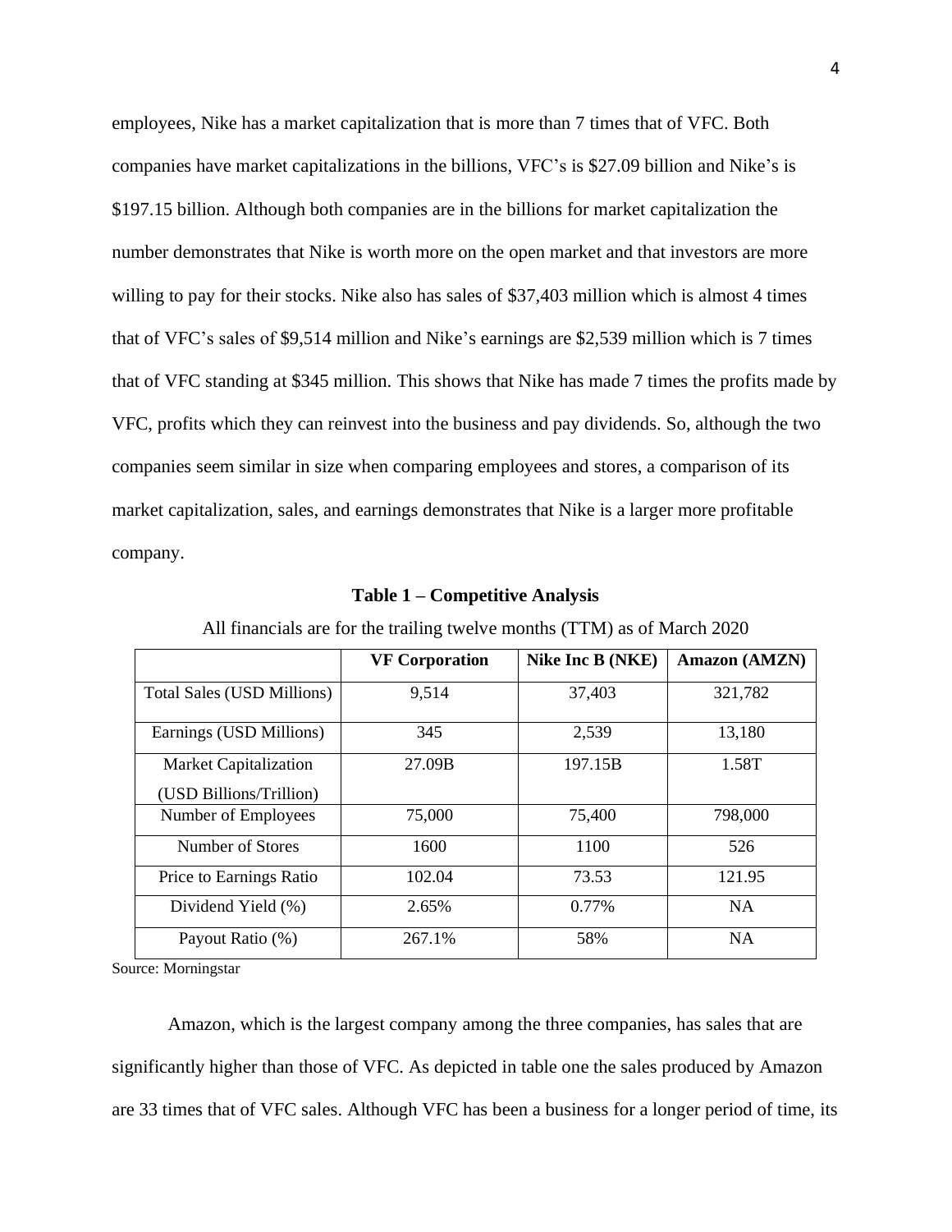employees, Nike has a market capitalization that is more than 7 times that of VFC. Both companies have market capitalizations in the billions, VFC's is $27.09 billion and Nike's is $197.15 billion. Although both companies are in the billions for market capitalization the number demonstrates that Nike is worth more on the open market and that investors are more willing to pay for their stocks. Nike also has sales of $37,403 million which is almost 4 times that of VFC's sales of $9,514 million and Nike's earnings are $2,539 million which is 7 times that of VFC standing at $345 million. This shows that Nike has made 7 times the profits made by VFC, profits which they can reinvest into the business and pay dividends. So, although the two companies seem similar in size when comparing employees and stores, a comparison of its market capitalization, sales, and earnings demonstrates that Nike is a larger more profitable company.

**Table 1 – Competitive Analysis**

All financials are for the trailing twelve months (TTM) as of March 2020

| | VF Corporation | Nike Inc B (NKE) | Amazon (AMZN) |
|---|---|---|---|
| Total Sales (USD Millions) | 9,514 | 37,403 | 321,782 |
| Earnings (USD Millions) | 345 | 2,539 | 13,180 |
| Market Capitalization (USD Billions/Trillion) | 27.09B | 197.15B | 1.58T |
| Number of Employees | 75,000 | 75,400 | 798,000 |
| Number of Stores | 1600 | 1100 | 526 |
| Price to Earnings Ratio | 102.04 | 73.53 | 121.95 |
| Dividend Yield (%) | 2.65% | 0.77% | NA |
| Payout Ratio (%) | 267.1% | 58% | NA |

Source: Morningstar

Amazon, which is the largest company among the three companies, has sales that are significantly higher than those of VFC. As depicted in table one the sales produced by Amazon are 33 times that of VFC sales. Although VFC has been a business for a longer period of time, its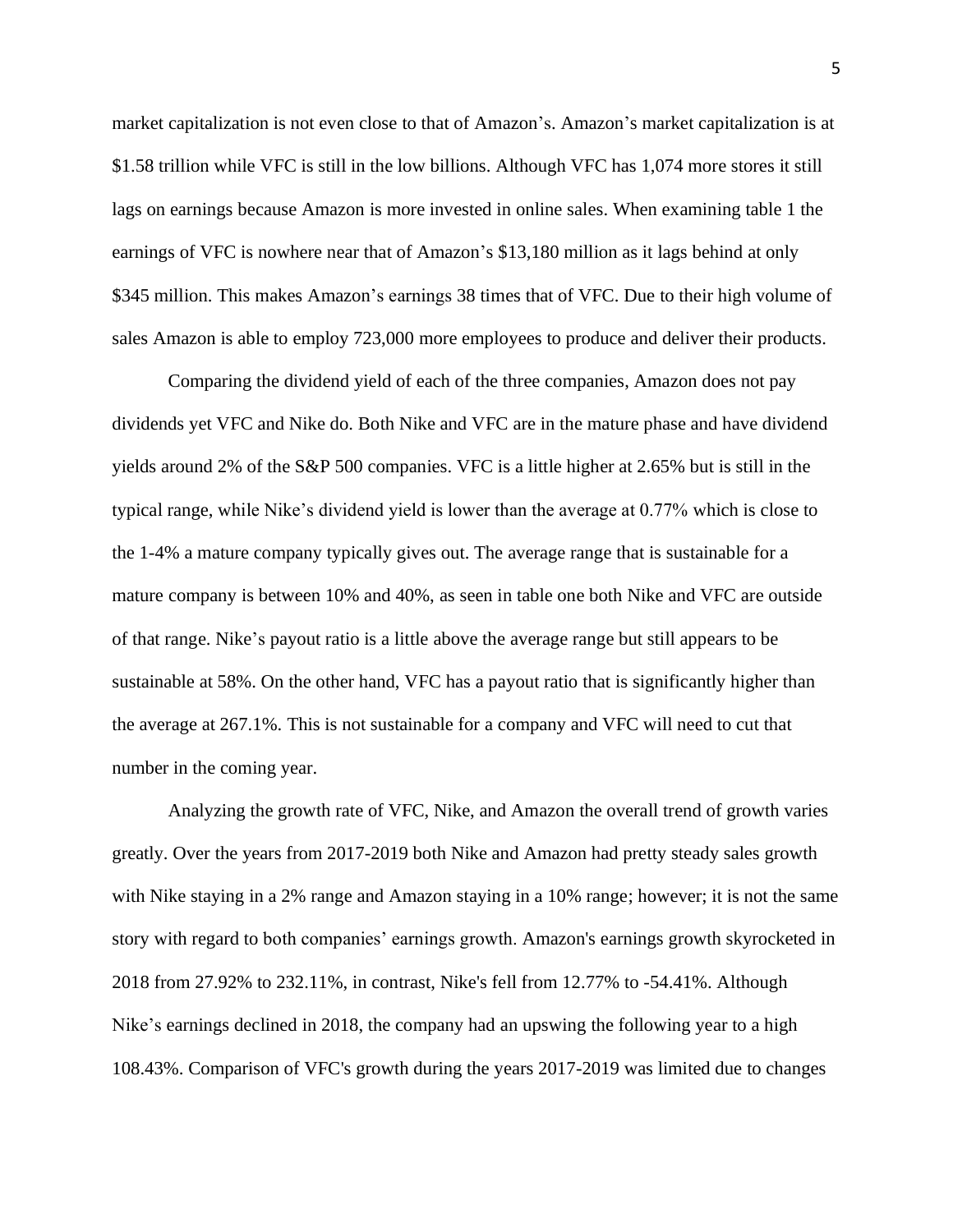market capitalization is not even close to that of Amazon's. Amazon's market capitalization is at $1.58 trillion while VFC is still in the low billions. Although VFC has 1,074 more stores it still lags on earnings because Amazon is more invested in online sales. When examining table 1 the earnings of VFC is nowhere near that of Amazon's $13,180 million as it lags behind at only $345 million. This makes Amazon's earnings 38 times that of VFC. Due to their high volume of sales Amazon is able to employ 723,000 more employees to produce and deliver their products.

Comparing the dividend yield of each of the three companies, Amazon does not pay dividends yet VFC and Nike do. Both Nike and VFC are in the mature phase and have dividend yields around 2% of the S&P 500 companies. VFC is a little higher at 2.65% but is still in the typical range, while Nike's dividend yield is lower than the average at 0.77% which is close to the 1-4% a mature company typically gives out. The average range that is sustainable for a mature company is between 10% and 40%, as seen in table one both Nike and VFC are outside of that range. Nike's payout ratio is a little above the average range but still appears to be sustainable at 58%. On the other hand, VFC has a payout ratio that is significantly higher than the average at 267.1%. This is not sustainable for a company and VFC will need to cut that number in the coming year.

Analyzing the growth rate of VFC, Nike, and Amazon the overall trend of growth varies greatly. Over the years from 2017-2019 both Nike and Amazon had pretty steady sales growth with Nike staying in a 2% range and Amazon staying in a 10% range; however; it is not the same story with regard to both companies' earnings growth. Amazon's earnings growth skyrocketed in 2018 from 27.92% to 232.11%, in contrast, Nike's fell from 12.77% to -54.41%. Although Nike's earnings declined in 2018, the company had an upswing the following year to a high 108.43%. Comparison of VFC's growth during the years 2017-2019 was limited due to changes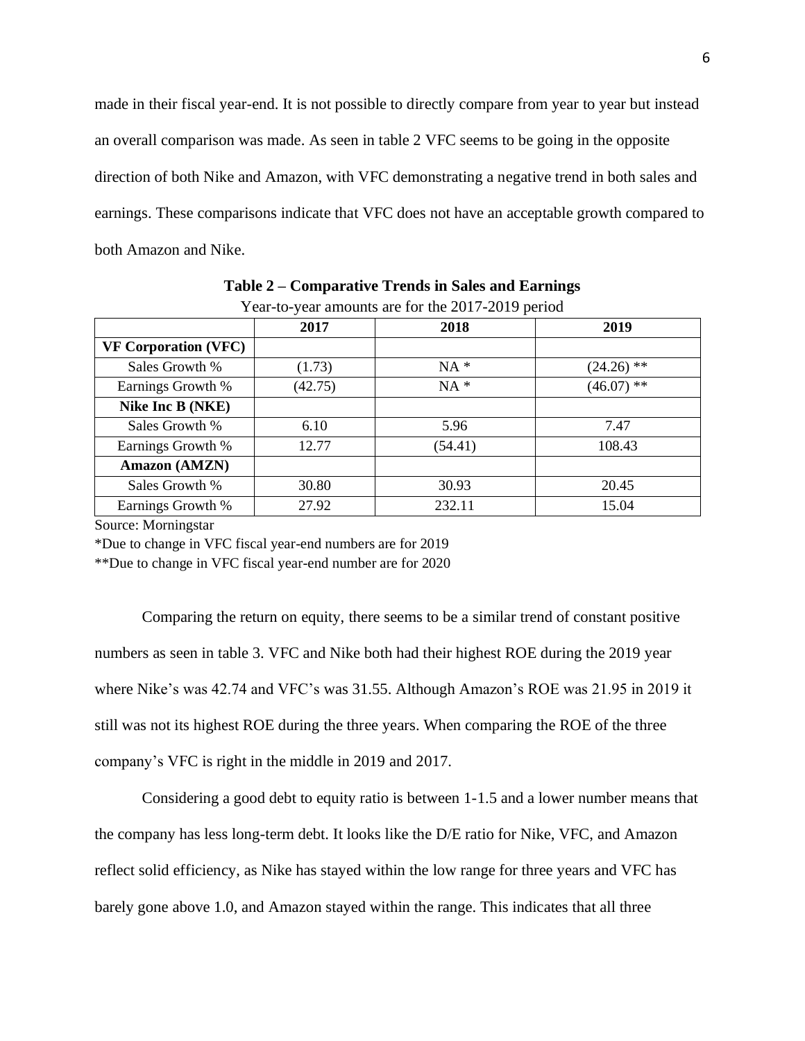made in their fiscal year-end. It is not possible to directly compare from year to year but instead an overall comparison was made. As seen in table 2 VFC seems to be going in the opposite direction of both Nike and Amazon, with VFC demonstrating a negative trend in both sales and earnings. These comparisons indicate that VFC does not have an acceptable growth compared to both Amazon and Nike.

**Table 2 – Comparative Trends in Sales and Earnings**

Year-to-year amounts are for the 2017-2019 period

| | 2017 | 2018 | 2019 |
|---|---|---|---|
| **VF Corporation (VFC)** | | | |
| Sales Growth % | (1.73) | NA * | (24.26) ** |
| Earnings Growth % | (42.75) | NA * | (46.07) ** |
| **Nike Inc B (NKE)** | | | |
| Sales Growth % | 6.10 | 5.96 | 7.47 |
| Earnings Growth % | 12.77 | (54.41) | 108.43 |
| **Amazon (AMZN)** | | | |
| Sales Growth % | 30.80 | 30.93 | 20.45 |
| Earnings Growth % | 27.92 | 232.11 | 15.04 |

Source: Morningstar

*Due to change in VFC fiscal year-end numbers are for 2019

**Due to change in VFC fiscal year-end number are for 2020

Comparing the return on equity, there seems to be a similar trend of constant positive numbers as seen in table 3. VFC and Nike both had their highest ROE during the 2019 year where Nike's was 42.74 and VFC's was 31.55. Although Amazon's ROE was 21.95 in 2019 it still was not its highest ROE during the three years. When comparing the ROE of the three company's VFC is right in the middle in 2019 and 2017.

Considering a good debt to equity ratio is between 1-1.5 and a lower number means that the company has less long-term debt. It looks like the D/E ratio for Nike, VFC, and Amazon reflect solid efficiency, as Nike has stayed within the low range for three years and VFC has barely gone above 1.0, and Amazon stayed within the range. This indicates that all three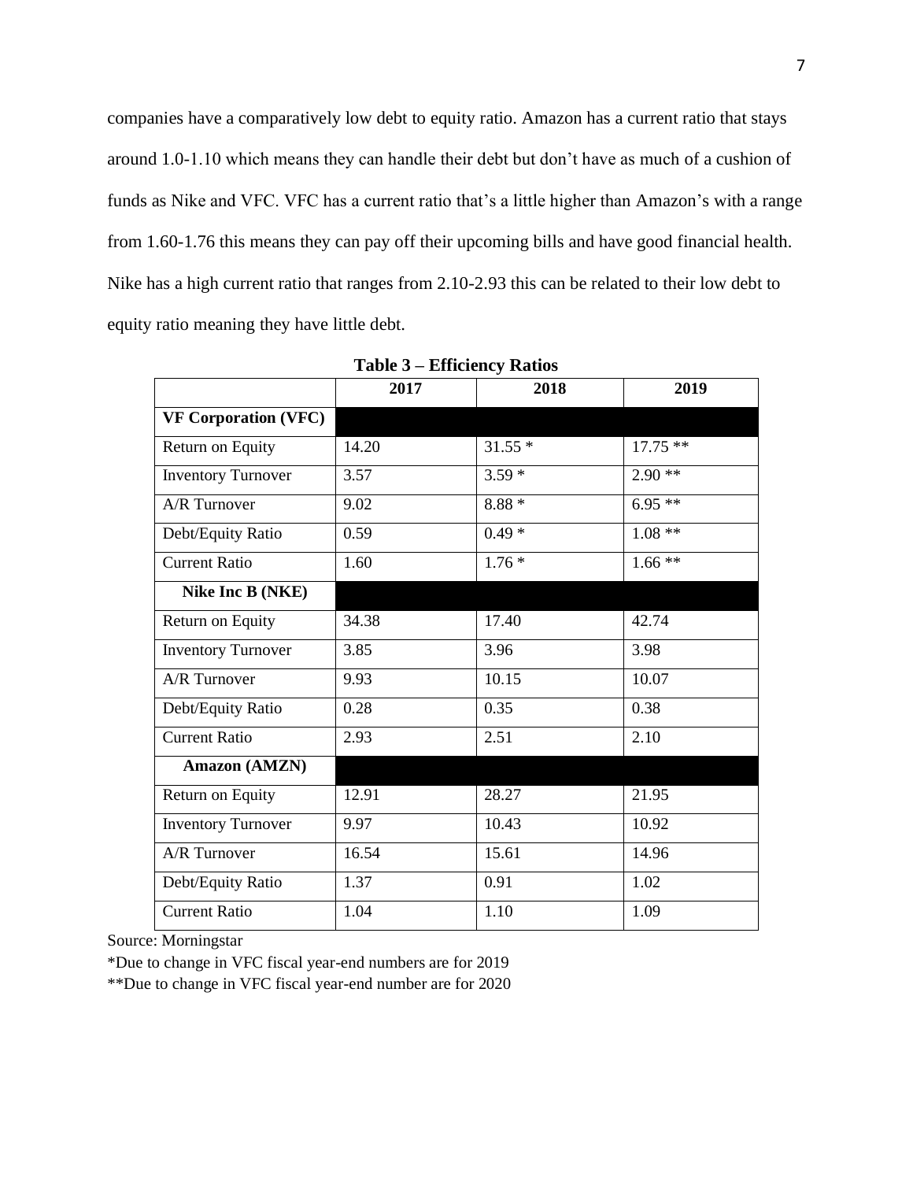companies have a comparatively low debt to equity ratio. Amazon has a current ratio that stays around 1.0-1.10 which means they can handle their debt but don't have as much of a cushion of funds as Nike and VFC. VFC has a current ratio that's a little higher than Amazon's with a range from 1.60-1.76 this means they can pay off their upcoming bills and have good financial health. Nike has a high current ratio that ranges from 2.10-2.93 this can be related to their low debt to equity ratio meaning they have little debt.

**Table 3 – Efficiency Ratios**

| | 2017 | 2018 | 2019 |
|---|---|---|---|
| **VF Corporation (VFC)** | | | |
| Return on Equity | 14.20 | 31.55 * | 17.75 ** |
| Inventory Turnover | 3.57 | 3.59 * | 2.90 ** |
| A/R Turnover | 9.02 | 8.88 * | 6.95 ** |
| Debt/Equity Ratio | 0.59 | 0.49 * | 1.08 ** |
| Current Ratio | 1.60 | 1.76 * | 1.66 ** |
| **Nike Inc B (NKE)** | | | |
| Return on Equity | 34.38 | 17.40 | 42.74 |
| Inventory Turnover | 3.85 | 3.96 | 3.98 |
| A/R Turnover | 9.93 | 10.15 | 10.07 |
| Debt/Equity Ratio | 0.28 | 0.35 | 0.38 |
| Current Ratio | 2.93 | 2.51 | 2.10 |
| **Amazon (AMZN)** | | | |
| Return on Equity | 12.91 | 28.27 | 21.95 |
| Inventory Turnover | 9.97 | 10.43 | 10.92 |
| A/R Turnover | 16.54 | 15.61 | 14.96 |
| Debt/Equity Ratio | 1.37 | 0.91 | 1.02 |
| Current Ratio | 1.04 | 1.10 | 1.09 |

Source: Morningstar

*Due to change in VFC fiscal year-end numbers are for 2019

**Due to change in VFC fiscal year-end number are for 2020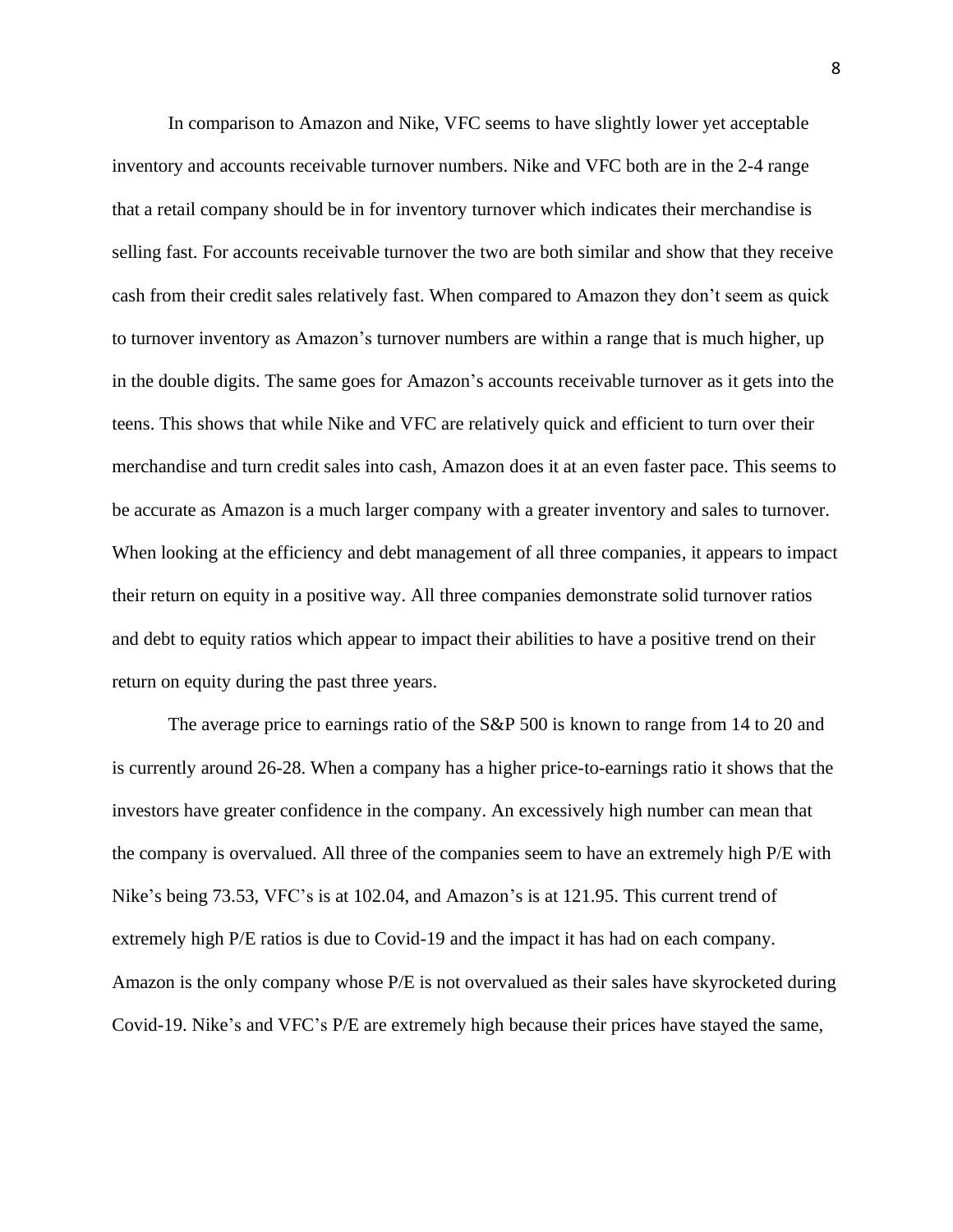In comparison to Amazon and Nike, VFC seems to have slightly lower yet acceptable inventory and accounts receivable turnover numbers. Nike and VFC both are in the 2-4 range that a retail company should be in for inventory turnover which indicates their merchandise is selling fast. For accounts receivable turnover the two are both similar and show that they receive cash from their credit sales relatively fast. When compared to Amazon they don't seem as quick to turnover inventory as Amazon's turnover numbers are within a range that is much higher, up in the double digits. The same goes for Amazon's accounts receivable turnover as it gets into the teens. This shows that while Nike and VFC are relatively quick and efficient to turn over their merchandise and turn credit sales into cash, Amazon does it at an even faster pace. This seems to be accurate as Amazon is a much larger company with a greater inventory and sales to turnover. When looking at the efficiency and debt management of all three companies, it appears to impact their return on equity in a positive way. All three companies demonstrate solid turnover ratios and debt to equity ratios which appear to impact their abilities to have a positive trend on their return on equity during the past three years.

The average price to earnings ratio of the S&P 500 is known to range from 14 to 20 and is currently around 26-28. When a company has a higher price-to-earnings ratio it shows that the investors have greater confidence in the company. An excessively high number can mean that the company is overvalued. All three of the companies seem to have an extremely high P/E with Nike's being 73.53, VFC's is at 102.04, and Amazon's is at 121.95. This current trend of extremely high P/E ratios is due to Covid-19 and the impact it has had on each company. Amazon is the only company whose P/E is not overvalued as their sales have skyrocketed during Covid-19. Nike's and VFC's P/E are extremely high because their prices have stayed the same,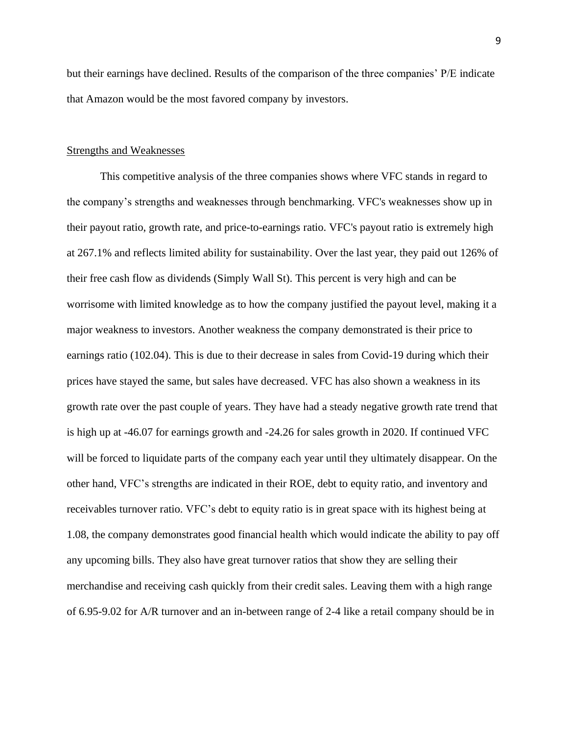but their earnings have declined. Results of the comparison of the three companies' P/E indicate that Amazon would be the most favored company by investors.

## Strengths and Weaknesses

This competitive analysis of the three companies shows where VFC stands in regard to the company's strengths and weaknesses through benchmarking. VFC's weaknesses show up in their payout ratio, growth rate, and price-to-earnings ratio. VFC's payout ratio is extremely high at 267.1% and reflects limited ability for sustainability. Over the last year, they paid out 126% of their free cash flow as dividends (Simply Wall St). This percent is very high and can be worrisome with limited knowledge as to how the company justified the payout level, making it a major weakness to investors. Another weakness the company demonstrated is their price to earnings ratio (102.04). This is due to their decrease in sales from Covid-19 during which their prices have stayed the same, but sales have decreased. VFC has also shown a weakness in its growth rate over the past couple of years. They have had a steady negative growth rate trend that is high up at -46.07 for earnings growth and -24.26 for sales growth in 2020. If continued VFC will be forced to liquidate parts of the company each year until they ultimately disappear. On the other hand, VFC's strengths are indicated in their ROE, debt to equity ratio, and inventory and receivables turnover ratio. VFC's debt to equity ratio is in great space with its highest being at 1.08, the company demonstrates good financial health which would indicate the ability to pay off any upcoming bills. They also have great turnover ratios that show they are selling their merchandise and receiving cash quickly from their credit sales. Leaving them with a high range of 6.95-9.02 for A/R turnover and an in-between range of 2-4 like a retail company should be in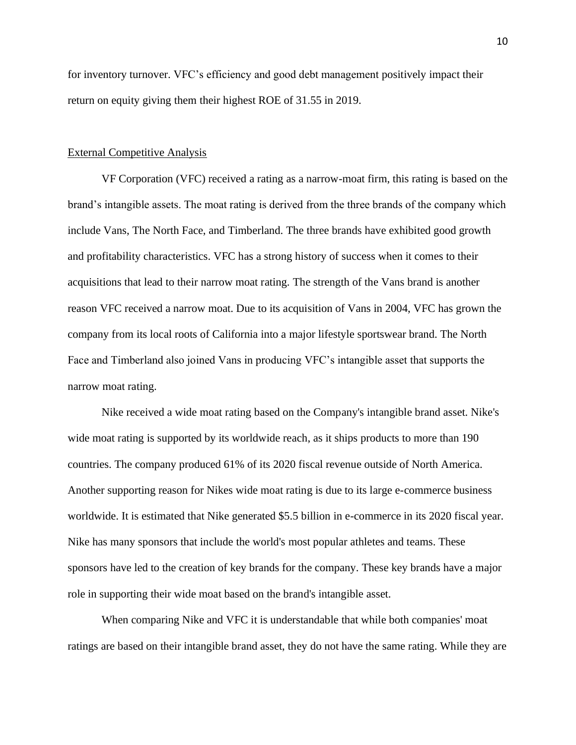for inventory turnover. VFC's efficiency and good debt management positively impact their return on equity giving them their highest ROE of 31.55 in 2019.

## External Competitive Analysis

VF Corporation (VFC) received a rating as a narrow-moat firm, this rating is based on the brand's intangible assets. The moat rating is derived from the three brands of the company which include Vans, The North Face, and Timberland. The three brands have exhibited good growth and profitability characteristics. VFC has a strong history of success when it comes to their acquisitions that lead to their narrow moat rating. The strength of the Vans brand is another reason VFC received a narrow moat. Due to its acquisition of Vans in 2004, VFC has grown the company from its local roots of California into a major lifestyle sportswear brand. The North Face and Timberland also joined Vans in producing VFC's intangible asset that supports the narrow moat rating.

Nike received a wide moat rating based on the Company's intangible brand asset. Nike's wide moat rating is supported by its worldwide reach, as it ships products to more than 190 countries. The company produced 61% of its 2020 fiscal revenue outside of North America. Another supporting reason for Nikes wide moat rating is due to its large e-commerce business worldwide. It is estimated that Nike generated $5.5 billion in e-commerce in its 2020 fiscal year. Nike has many sponsors that include the world's most popular athletes and teams. These sponsors have led to the creation of key brands for the company. These key brands have a major role in supporting their wide moat based on the brand's intangible asset.

When comparing Nike and VFC it is understandable that while both companies' moat ratings are based on their intangible brand asset, they do not have the same rating. While they are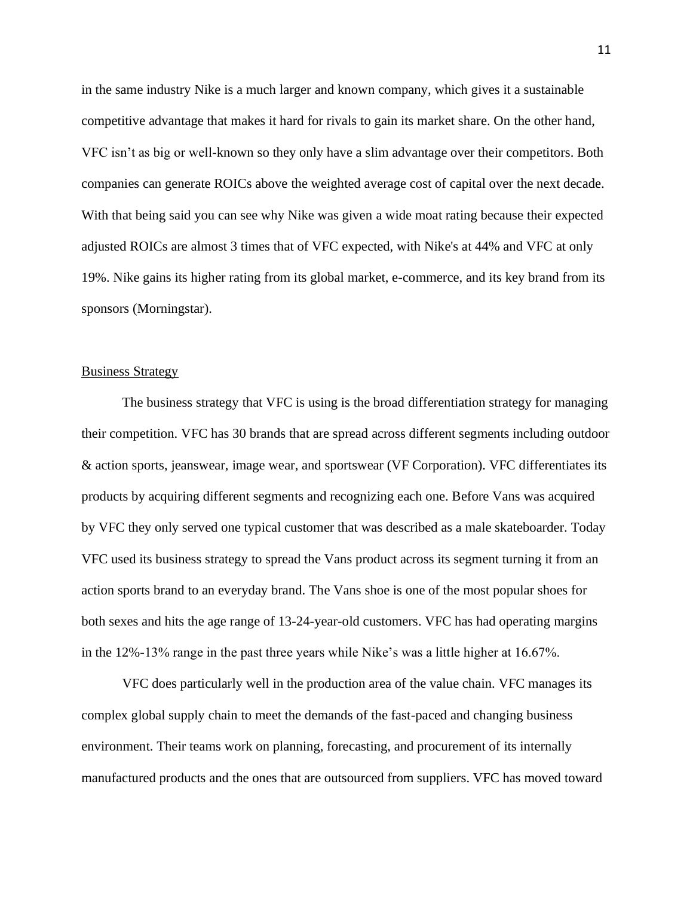in the same industry Nike is a much larger and known company, which gives it a sustainable competitive advantage that makes it hard for rivals to gain its market share. On the other hand, VFC isn't as big or well-known so they only have a slim advantage over their competitors. Both companies can generate ROICs above the weighted average cost of capital over the next decade. With that being said you can see why Nike was given a wide moat rating because their expected adjusted ROICs are almost 3 times that of VFC expected, with Nike's at 44% and VFC at only 19%. Nike gains its higher rating from its global market, e-commerce, and its key brand from its sponsors (Morningstar).

## Business Strategy

The business strategy that VFC is using is the broad differentiation strategy for managing their competition. VFC has 30 brands that are spread across different segments including outdoor & action sports, jeanswear, image wear, and sportswear (VF Corporation). VFC differentiates its products by acquiring different segments and recognizing each one. Before Vans was acquired by VFC they only served one typical customer that was described as a male skateboarder. Today VFC used its business strategy to spread the Vans product across its segment turning it from an action sports brand to an everyday brand. The Vans shoe is one of the most popular shoes for both sexes and hits the age range of 13-24-year-old customers. VFC has had operating margins in the 12%-13% range in the past three years while Nike's was a little higher at 16.67%.

VFC does particularly well in the production area of the value chain. VFC manages its complex global supply chain to meet the demands of the fast-paced and changing business environment. Their teams work on planning, forecasting, and procurement of its internally manufactured products and the ones that are outsourced from suppliers. VFC has moved toward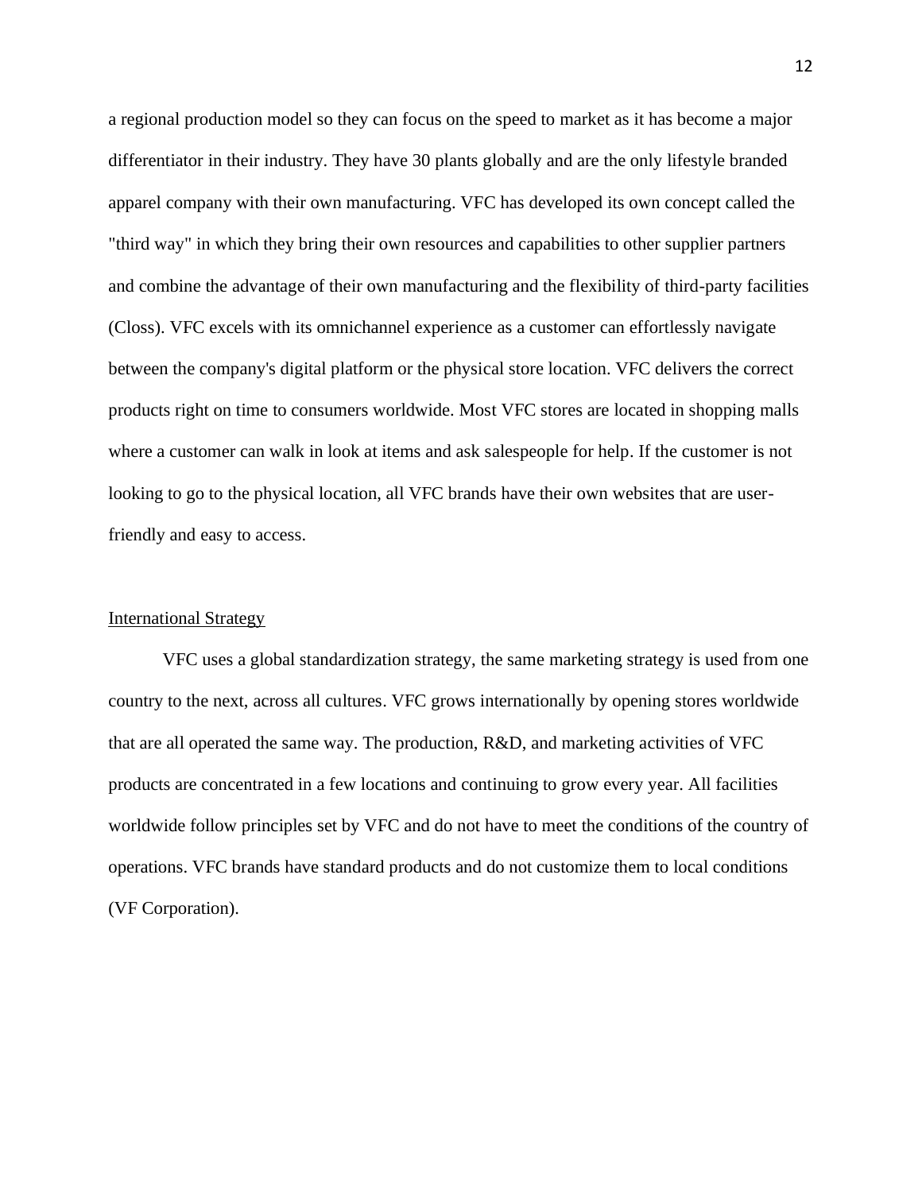a regional production model so they can focus on the speed to market as it has become a major differentiator in their industry. They have 30 plants globally and are the only lifestyle branded apparel company with their own manufacturing. VFC has developed its own concept called the "third way" in which they bring their own resources and capabilities to other supplier partners and combine the advantage of their own manufacturing and the flexibility of third-party facilities (Closs). VFC excels with its omnichannel experience as a customer can effortlessly navigate between the company's digital platform or the physical store location. VFC delivers the correct products right on time to consumers worldwide. Most VFC stores are located in shopping malls where a customer can walk in look at items and ask salespeople for help. If the customer is not looking to go to the physical location, all VFC brands have their own websites that are user-friendly and easy to access.

## International Strategy

VFC uses a global standardization strategy, the same marketing strategy is used from one country to the next, across all cultures. VFC grows internationally by opening stores worldwide that are all operated the same way. The production, R&D, and marketing activities of VFC products are concentrated in a few locations and continuing to grow every year. All facilities worldwide follow principles set by VFC and do not have to meet the conditions of the country of operations. VFC brands have standard products and do not customize them to local conditions (VF Corporation).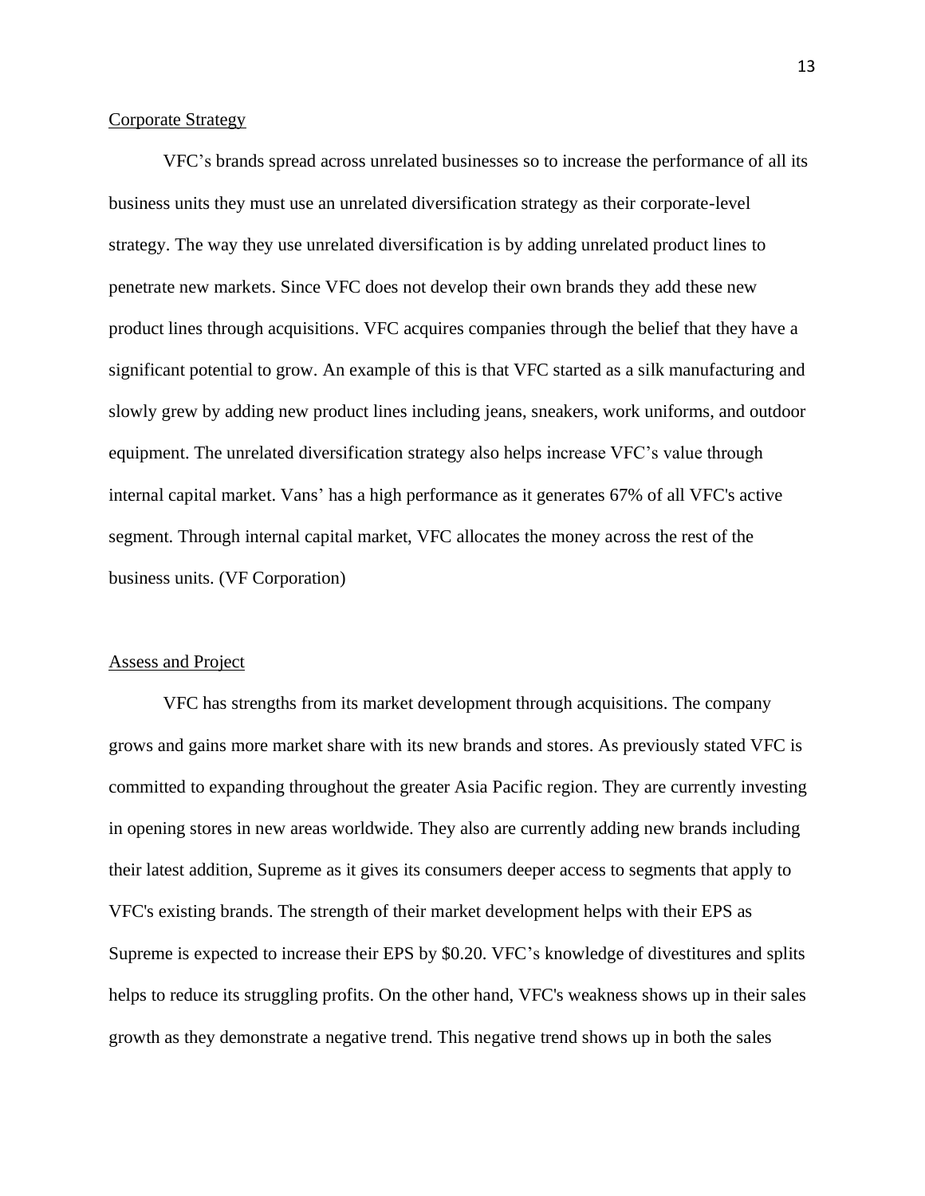Corporate Strategy

VFC's brands spread across unrelated businesses so to increase the performance of all its business units they must use an unrelated diversification strategy as their corporate-level strategy. The way they use unrelated diversification is by adding unrelated product lines to penetrate new markets. Since VFC does not develop their own brands they add these new product lines through acquisitions. VFC acquires companies through the belief that they have a significant potential to grow. An example of this is that VFC started as a silk manufacturing and slowly grew by adding new product lines including jeans, sneakers, work uniforms, and outdoor equipment. The unrelated diversification strategy also helps increase VFC's value through internal capital market. Vans' has a high performance as it generates 67% of all VFC's active segment. Through internal capital market, VFC allocates the money across the rest of the business units. (VF Corporation)

Assess and Project

VFC has strengths from its market development through acquisitions. The company grows and gains more market share with its new brands and stores. As previously stated VFC is committed to expanding throughout the greater Asia Pacific region. They are currently investing in opening stores in new areas worldwide. They also are currently adding new brands including their latest addition, Supreme as it gives its consumers deeper access to segments that apply to VFC's existing brands. The strength of their market development helps with their EPS as Supreme is expected to increase their EPS by $0.20. VFC's knowledge of divestitures and splits helps to reduce its struggling profits. On the other hand, VFC's weakness shows up in their sales growth as they demonstrate a negative trend. This negative trend shows up in both the sales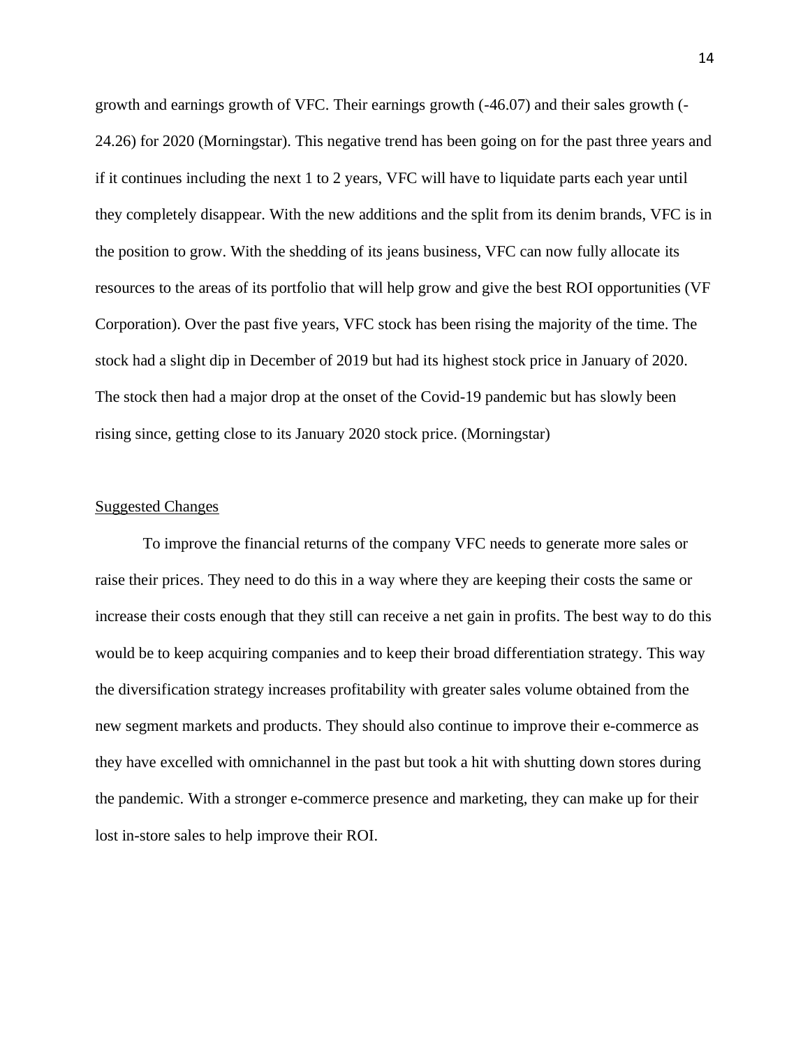growth and earnings growth of VFC. Their earnings growth (-46.07) and their sales growth (-24.26) for 2020 (Morningstar). This negative trend has been going on for the past three years and if it continues including the next 1 to 2 years, VFC will have to liquidate parts each year until they completely disappear. With the new additions and the split from its denim brands, VFC is in the position to grow. With the shedding of its jeans business, VFC can now fully allocate its resources to the areas of its portfolio that will help grow and give the best ROI opportunities (VF Corporation). Over the past five years, VFC stock has been rising the majority of the time. The stock had a slight dip in December of 2019 but had its highest stock price in January of 2020. The stock then had a major drop at the onset of the Covid-19 pandemic but has slowly been rising since, getting close to its January 2020 stock price. (Morningstar)

## Suggested Changes

To improve the financial returns of the company VFC needs to generate more sales or raise their prices. They need to do this in a way where they are keeping their costs the same or increase their costs enough that they still can receive a net gain in profits. The best way to do this would be to keep acquiring companies and to keep their broad differentiation strategy. This way the diversification strategy increases profitability with greater sales volume obtained from the new segment markets and products. They should also continue to improve their e-commerce as they have excelled with omnichannel in the past but took a hit with shutting down stores during the pandemic. With a stronger e-commerce presence and marketing, they can make up for their lost in-store sales to help improve their ROI.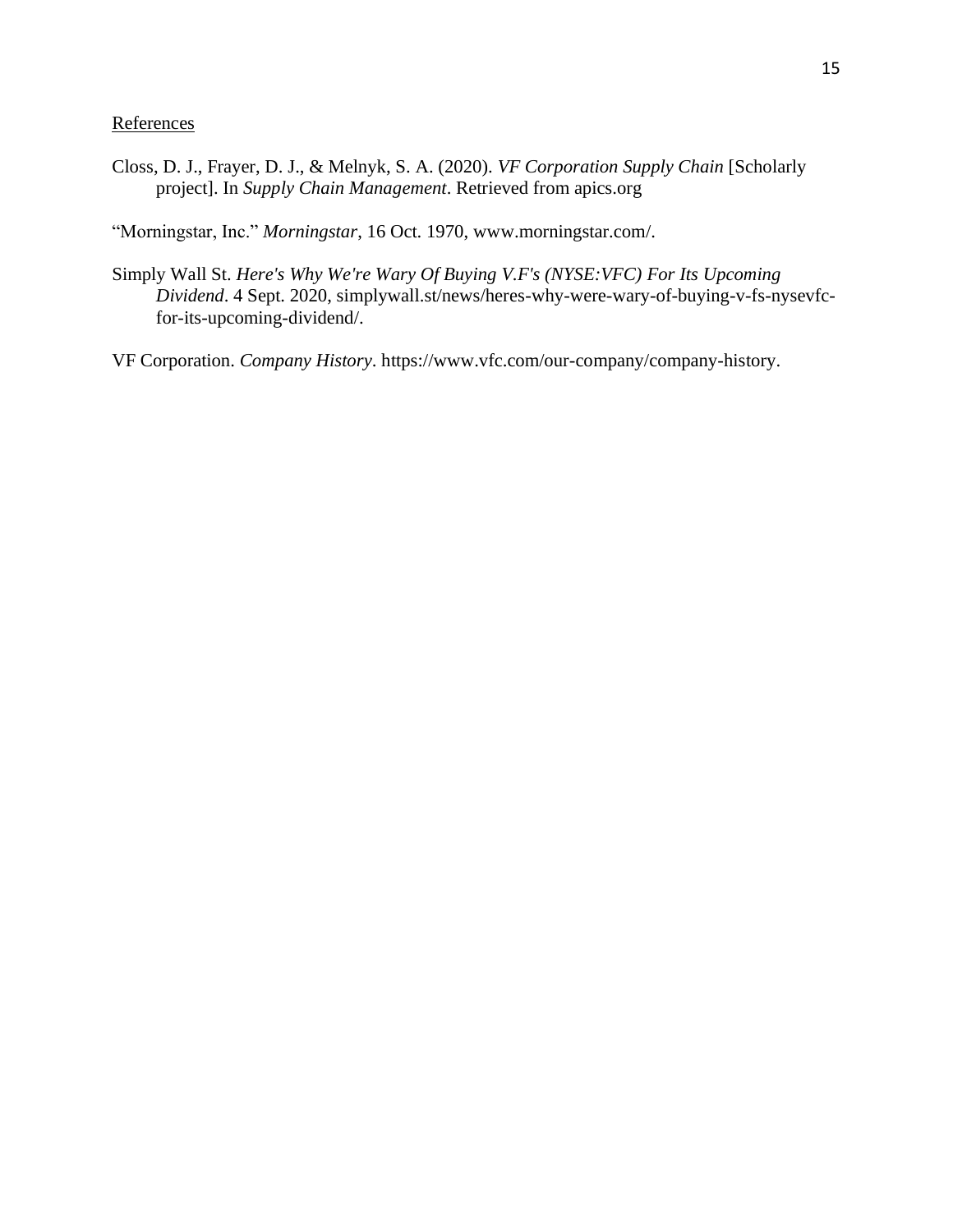References

Closs, D. J., Frayer, D. J., & Melnyk, S. A. (2020). *VF Corporation Supply Chain* [Scholarly project]. In *Supply Chain Management*. Retrieved from apics.org

"Morningstar, Inc." *Morningstar*, 16 Oct. 1970, www.morningstar.com/.

Simply Wall St. *Here's Why We're Wary Of Buying V.F's (NYSE:VFC) For Its Upcoming Dividend*. 4 Sept. 2020, simplywall.st/news/heres-why-were-wary-of-buying-v-fs-nysevfc-for-its-upcoming-dividend/.

VF Corporation. *Company History*. https://www.vfc.com/our-company/company-history.